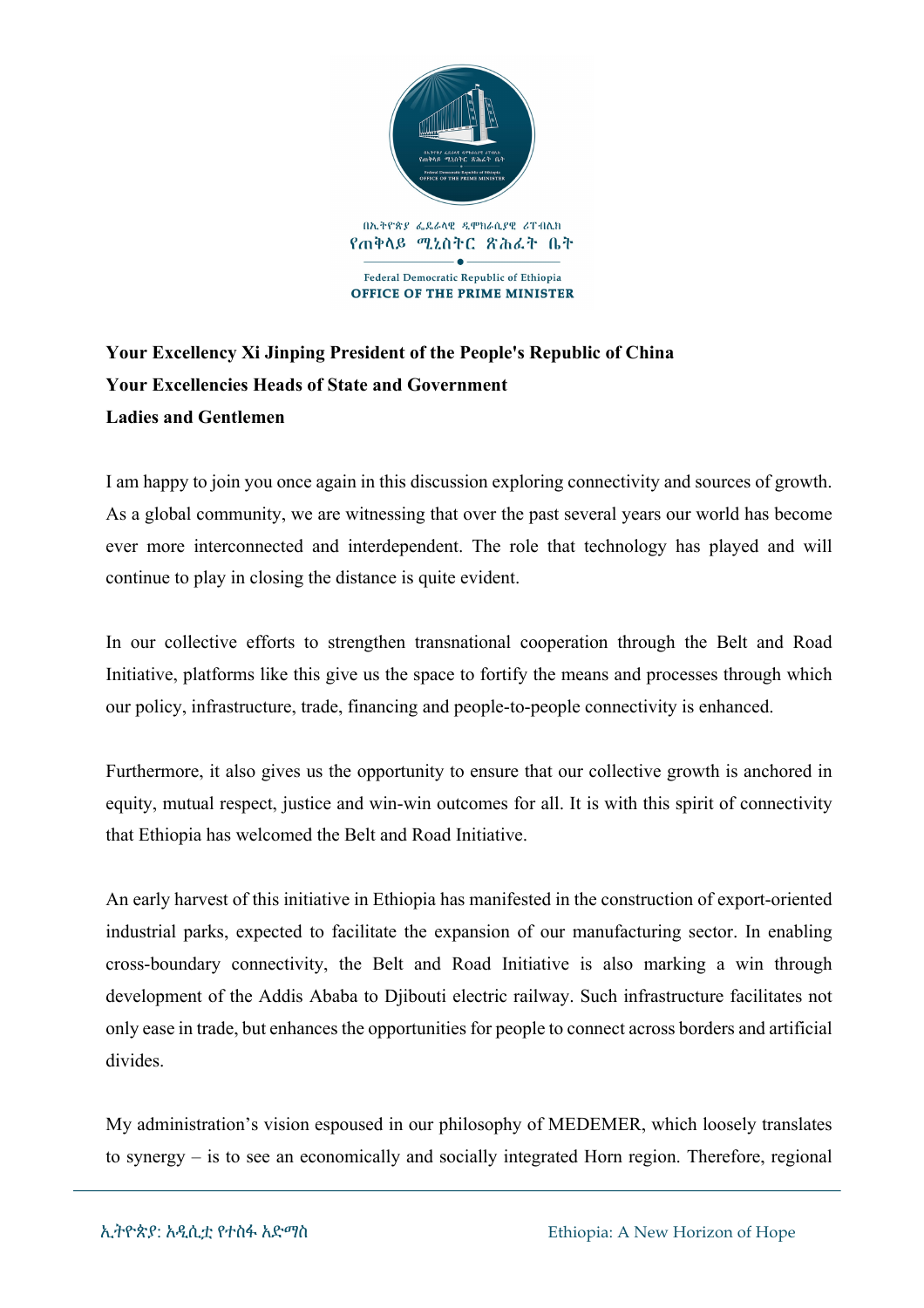በኢትዮጵያ ፌደራላዊ ዲሞክራሲያዊ ሪፐብሊክ
የጠቅላይ ሚኒስትር ጽሕፈት ቤት

Federal Democratic Republic of Ethiopia
OFFICE OF THE PRIME MINISTER

**Your Excellency Xi Jinping President of the People's Republic of China**
**Your Excellencies Heads of State and Government**
**Ladies and Gentlemen**

I am happy to join you once again in this discussion exploring connectivity and sources of growth. As a global community, we are witnessing that over the past several years our world has become ever more interconnected and interdependent. The role that technology has played and will continue to play in closing the distance is quite evident.

In our collective efforts to strengthen transnational cooperation through the Belt and Road Initiative, platforms like this give us the space to fortify the means and processes through which our policy, infrastructure, trade, financing and people-to-people connectivity is enhanced.

Furthermore, it also gives us the opportunity to ensure that our collective growth is anchored in equity, mutual respect, justice and win-win outcomes for all. It is with this spirit of connectivity that Ethiopia has welcomed the Belt and Road Initiative.

An early harvest of this initiative in Ethiopia has manifested in the construction of export-oriented industrial parks, expected to facilitate the expansion of our manufacturing sector. In enabling cross-boundary connectivity, the Belt and Road Initiative is also marking a win through development of the Addis Ababa to Djibouti electric railway. Such infrastructure facilitates not only ease in trade, but enhances the opportunities for people to connect across borders and artificial divides.

My administration's vision espoused in our philosophy of MEDEMER, which loosely translates to synergy – is to see an economically and socially integrated Horn region. Therefore, regional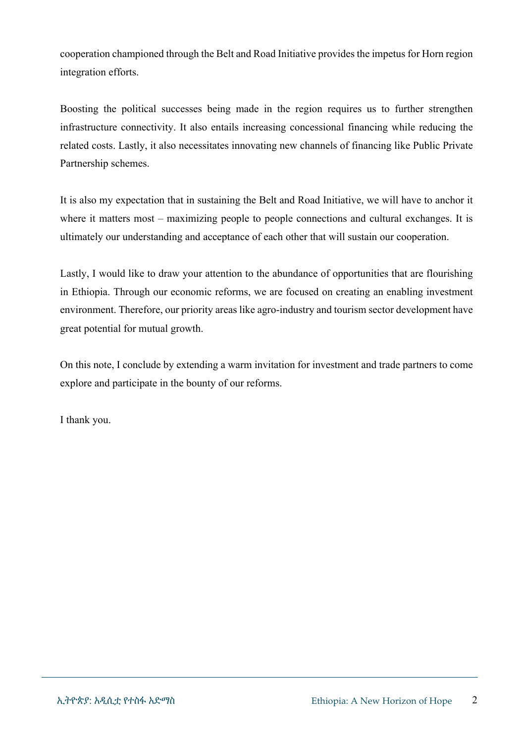cooperation championed through the Belt and Road Initiative provides the impetus for Horn region integration efforts.

Boosting the political successes being made in the region requires us to further strengthen infrastructure connectivity. It also entails increasing concessional financing while reducing the related costs. Lastly, it also necessitates innovating new channels of financing like Public Private Partnership schemes.

It is also my expectation that in sustaining the Belt and Road Initiative, we will have to anchor it where it matters most – maximizing people to people connections and cultural exchanges. It is ultimately our understanding and acceptance of each other that will sustain our cooperation.

Lastly, I would like to draw your attention to the abundance of opportunities that are flourishing in Ethiopia. Through our economic reforms, we are focused on creating an enabling investment environment. Therefore, our priority areas like agro-industry and tourism sector development have great potential for mutual growth.

On this note, I conclude by extending a warm invitation for investment and trade partners to come explore and participate in the bounty of our reforms.

I thank you.